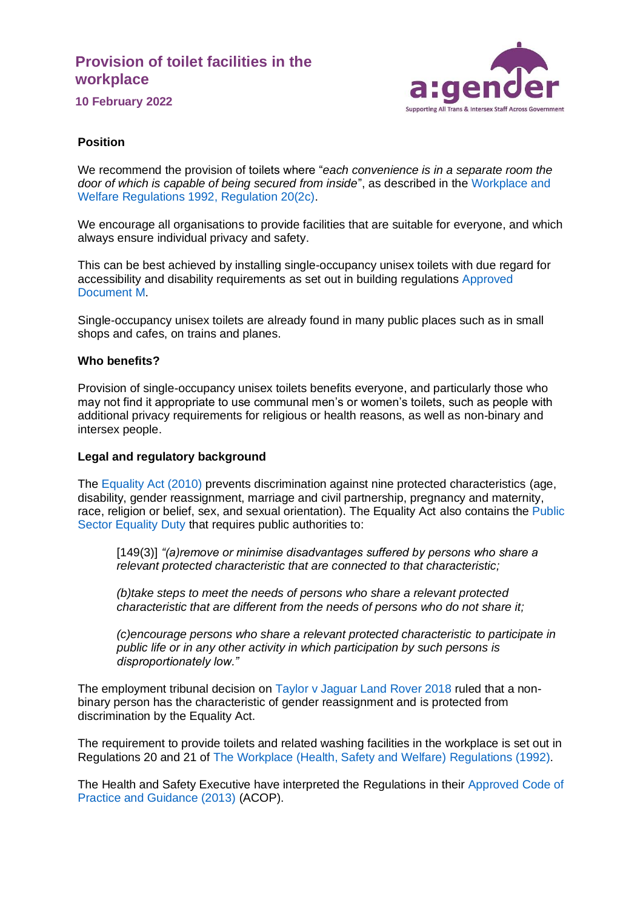# Provision of toilet facilities in the workplace

**10 February 2022**

a:gender

Supporting All Trans & Intersex Staff Across Government

### Position

We recommend the provision of toilets where "*each convenience is in a separate room the door of which is capable of being secured from inside*", as described in the Workplace and Welfare Regulations 1992, Regulation 20(2c).

We encourage all organisations to provide facilities that are suitable for everyone, and which always ensure individual privacy and safety.

This can be best achieved by installing single-occupancy unisex toilets with due regard for accessibility and disability requirements as set out in building regulations Approved Document M.

Single-occupancy unisex toilets are already found in many public places such as in small shops and cafes, on trains and planes.

### Who benefits?

Provision of single-occupancy unisex toilets benefits everyone, and particularly those who may not find it appropriate to use communal men's or women's toilets, such as people with additional privacy requirements for religious or health reasons, as well as non-binary and intersex people.

### Legal and regulatory background

The Equality Act (2010) prevents discrimination against nine protected characteristics (age, disability, gender reassignment, marriage and civil partnership, pregnancy and maternity, race, religion or belief, sex, and sexual orientation). The Equality Act also contains the Public Sector Equality Duty that requires public authorities to:

> [149(3)] *"(a)remove or minimise disadvantages suffered by persons who share a relevant protected characteristic that are connected to that characteristic;*
>
> *(b)take steps to meet the needs of persons who share a relevant protected characteristic that are different from the needs of persons who do not share it;*
>
> *(c)encourage persons who share a relevant protected characteristic to participate in public life or in any other activity in which participation by such persons is disproportionately low."*

The employment tribunal decision on Taylor v Jaguar Land Rover 2018 ruled that a non-binary person has the characteristic of gender reassignment and is protected from discrimination by the Equality Act.

The requirement to provide toilets and related washing facilities in the workplace is set out in Regulations 20 and 21 of The Workplace (Health, Safety and Welfare) Regulations (1992).

The Health and Safety Executive have interpreted the Regulations in their Approved Code of Practice and Guidance (2013) (ACOP).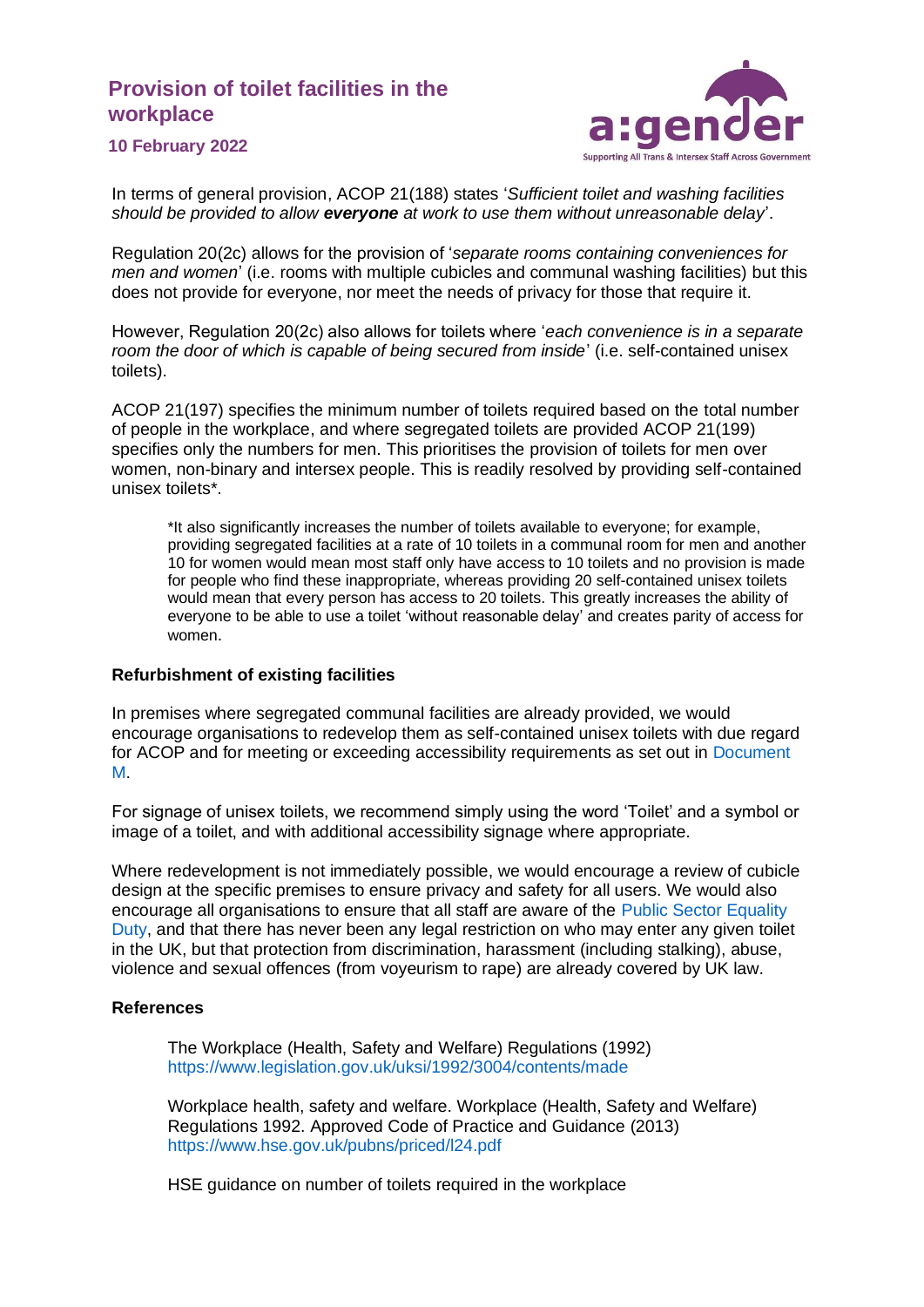## Provision of toilet facilities in the workplace

**10 February 2022**

In terms of general provision, ACOP 21(188) states '*Sufficient toilet and washing facilities should be provided to allow **everyone** at work to use them without unreasonable delay*'.

Regulation 20(2c) allows for the provision of '*separate rooms containing conveniences for men and women*' (i.e. rooms with multiple cubicles and communal washing facilities) but this does not provide for everyone, nor meet the needs of privacy for those that require it.

However, Regulation 20(2c) also allows for toilets where '*each convenience is in a separate room the door of which is capable of being secured from inside*' (i.e. self-contained unisex toilets).

ACOP 21(197) specifies the minimum number of toilets required based on the total number of people in the workplace, and where segregated toilets are provided ACOP 21(199) specifies only the numbers for men. This prioritises the provision of toilets for men over women, non-binary and intersex people. This is readily resolved by providing self-contained unisex toilets*.

> *It also significantly increases the number of toilets available to everyone; for example, providing segregated facilities at a rate of 10 toilets in a communal room for men and another 10 for women would mean most staff only have access to 10 toilets and no provision is made for people who find these inappropriate, whereas providing 20 self-contained unisex toilets would mean that every person has access to 20 toilets. This greatly increases the ability of everyone to be able to use a toilet 'without reasonable delay' and creates parity of access for women.

### Refurbishment of existing facilities

In premises where segregated communal facilities are already provided, we would encourage organisations to redevelop them as self-contained unisex toilets with due regard for ACOP and for meeting or exceeding accessibility requirements as set out in Document M.

For signage of unisex toilets, we recommend simply using the word 'Toilet' and a symbol or image of a toilet, and with additional accessibility signage where appropriate.

Where redevelopment is not immediately possible, we would encourage a review of cubicle design at the specific premises to ensure privacy and safety for all users. We would also encourage all organisations to ensure that all staff are aware of the Public Sector Equality Duty, and that there has never been any legal restriction on who may enter any given toilet in the UK, but that protection from discrimination, harassment (including stalking), abuse, violence and sexual offences (from voyeurism to rape) are already covered by UK law.

### References

The Workplace (Health, Safety and Welfare) Regulations (1992)
https://www.legislation.gov.uk/uksi/1992/3004/contents/made

Workplace health, safety and welfare. Workplace (Health, Safety and Welfare) Regulations 1992. Approved Code of Practice and Guidance (2013)
https://www.hse.gov.uk/pubns/priced/l24.pdf

HSE guidance on number of toilets required in the workplace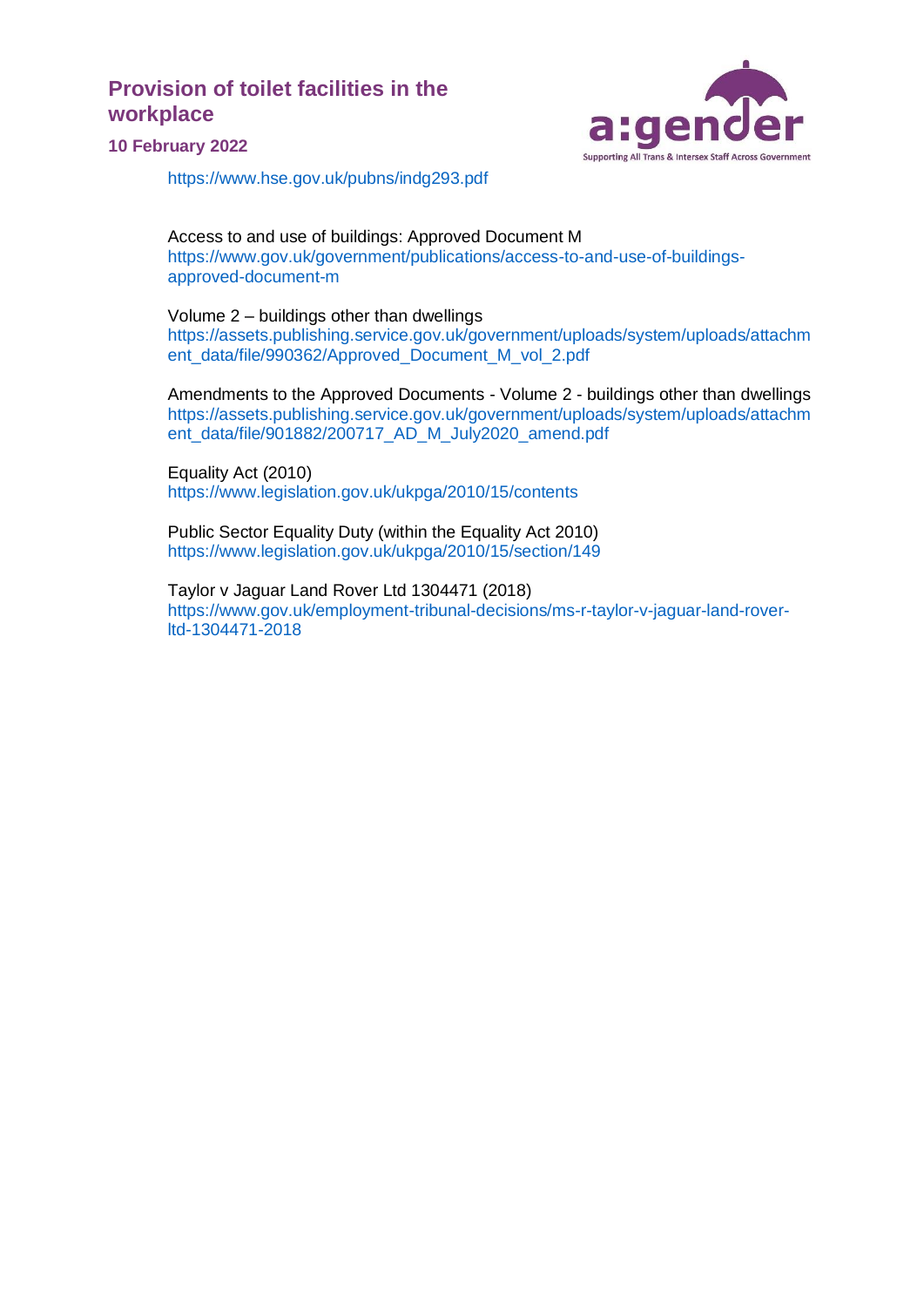https://www.hse.gov.uk/pubns/indg293.pdf

Access to and use of buildings: Approved Document M
https://www.gov.uk/government/publications/access-to-and-use-of-buildings-approved-document-m

Volume 2 – buildings other than dwellings
https://assets.publishing.service.gov.uk/government/uploads/system/uploads/attachment_data/file/990362/Approved_Document_M_vol_2.pdf

Amendments to the Approved Documents - Volume 2 - buildings other than dwellings
https://assets.publishing.service.gov.uk/government/uploads/system/uploads/attachment_data/file/901882/200717_AD_M_July2020_amend.pdf

Equality Act (2010)
https://www.legislation.gov.uk/ukpga/2010/15/contents

Public Sector Equality Duty (within the Equality Act 2010)
https://www.legislation.gov.uk/ukpga/2010/15/section/149

Taylor v Jaguar Land Rover Ltd 1304471 (2018)
https://www.gov.uk/employment-tribunal-decisions/ms-r-taylor-v-jaguar-land-rover-ltd-1304471-2018